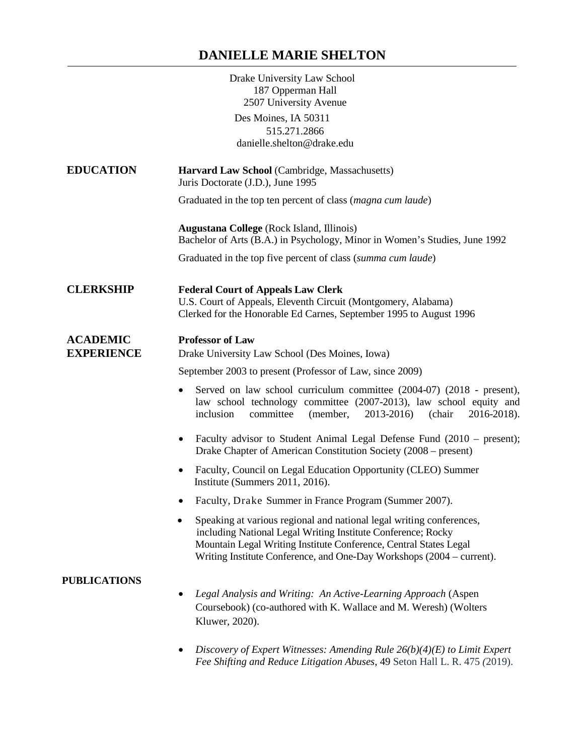# DANIELLE MARIE SHELTON

Drake University Law School
187 Opperman Hall
2507 University Avenue
Des Moines, IA 50311
515.271.2866
danielle.shelton@drake.edu

## EDUCATION

**Harvard Law School** (Cambridge, Massachusetts)
Juris Doctorate (J.D.), June 1995

Graduated in the top ten percent of class (*magna cum laude*)

**Augustana College** (Rock Island, Illinois)
Bachelor of Arts (B.A.) in Psychology, Minor in Women's Studies, June 1992

Graduated in the top five percent of class (*summa cum laude*)

## CLERKSHIP

**Federal Court of Appeals Law Clerk**
U.S. Court of Appeals, Eleventh Circuit (Montgomery, Alabama)
Clerked for the Honorable Ed Carnes, September 1995 to August 1996

## ACADEMIC EXPERIENCE

**Professor of Law**
Drake University Law School (Des Moines, Iowa)

September 2003 to present (Professor of Law, since 2009)

- Served on law school curriculum committee (2004-07) (2018 - present), law school technology committee (2007-2013), law school equity and inclusion committee (member, 2013-2016) (chair 2016-2018).
- Faculty advisor to Student Animal Legal Defense Fund (2010 – present); Drake Chapter of American Constitution Society (2008 – present)
- Faculty, Council on Legal Education Opportunity (CLEO) Summer Institute (Summers 2011, 2016).
- Faculty, Drake Summer in France Program (Summer 2007).
- Speaking at various regional and national legal writing conferences, including National Legal Writing Institute Conference; Rocky Mountain Legal Writing Institute Conference, Central States Legal Writing Institute Conference, and One-Day Workshops (2004 – current).

## PUBLICATIONS

- *Legal Analysis and Writing: An Active-Learning Approach* (Aspen Coursebook) (co-authored with K. Wallace and M. Weresh) (Wolters Kluwer, 2020).
- *Discovery of Expert Witnesses: Amending Rule 26(b)(4)(E) to Limit Expert Fee Shifting and Reduce Litigation Abuses,* 49 Seton Hall L. R. 475 (2019).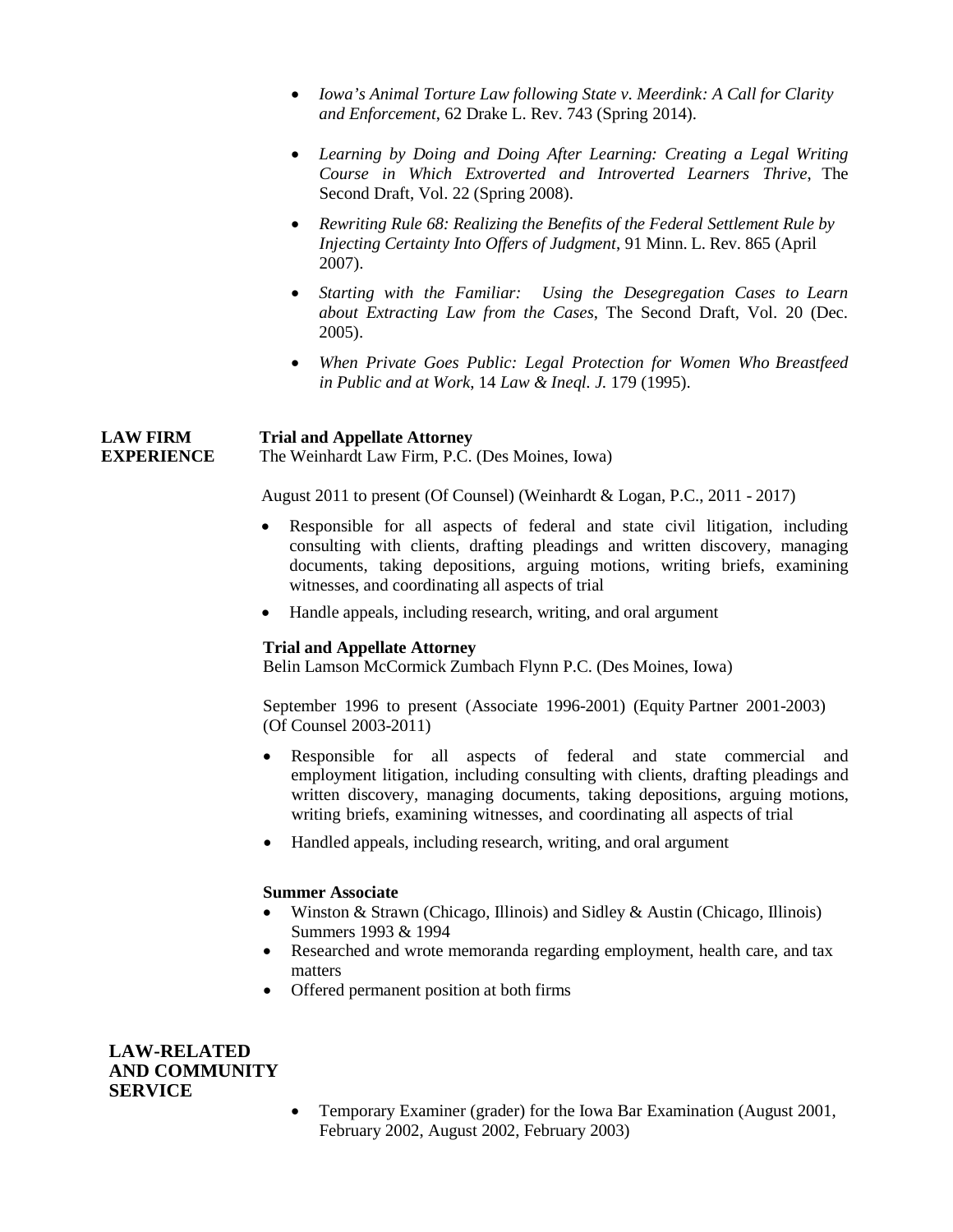- *Iowa's Animal Torture Law following State v. Meerdink: A Call for Clarity and Enforcement*, 62 Drake L. Rev. 743 (Spring 2014).
- *Learning by Doing and Doing After Learning: Creating a Legal Writing Course in Which Extroverted and Introverted Learners Thrive*, The Second Draft, Vol. 22 (Spring 2008).
- *Rewriting Rule 68: Realizing the Benefits of the Federal Settlement Rule by Injecting Certainty Into Offers of Judgment*, 91 Minn. L. Rev. 865 (April 2007).
- *Starting with the Familiar: Using the Desegregation Cases to Learn about Extracting Law from the Cases*, The Second Draft, Vol. 20 (Dec. 2005).
- *When Private Goes Public: Legal Protection for Women Who Breastfeed in Public and at Work*, 14 *Law & Ineql. J.* 179 (1995).

## LAW FIRM EXPERIENCE

**Trial and Appellate Attorney**
The Weinhardt Law Firm, P.C. (Des Moines, Iowa)

August 2011 to present (Of Counsel) (Weinhardt & Logan, P.C., 2011 - 2017)

- Responsible for all aspects of federal and state civil litigation, including consulting with clients, drafting pleadings and written discovery, managing documents, taking depositions, arguing motions, writing briefs, examining witnesses, and coordinating all aspects of trial
- Handle appeals, including research, writing, and oral argument

**Trial and Appellate Attorney**
Belin Lamson McCormick Zumbach Flynn P.C. (Des Moines, Iowa)

September 1996 to present (Associate 1996-2001) (Equity Partner 2001-2003) (Of Counsel 2003-2011)

- Responsible for all aspects of federal and state commercial and employment litigation, including consulting with clients, drafting pleadings and written discovery, managing documents, taking depositions, arguing motions, writing briefs, examining witnesses, and coordinating all aspects of trial
- Handled appeals, including research, writing, and oral argument

**Summer Associate**

- Winston & Strawn (Chicago, Illinois) and Sidley & Austin (Chicago, Illinois) Summers 1993 & 1994
- Researched and wrote memoranda regarding employment, health care, and tax matters
- Offered permanent position at both firms

## LAW-RELATED AND COMMUNITY SERVICE

- Temporary Examiner (grader) for the Iowa Bar Examination (August 2001, February 2002, August 2002, February 2003)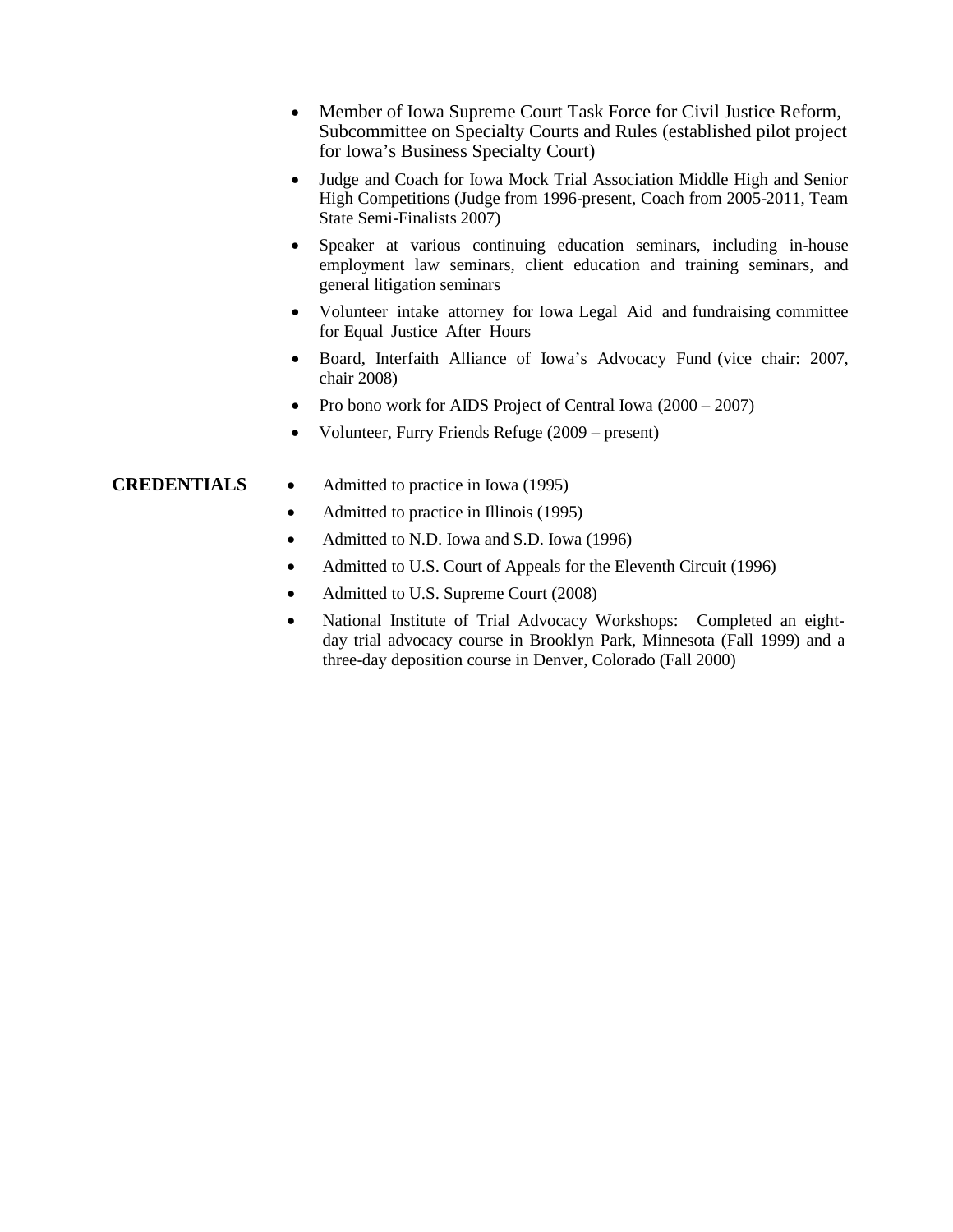- Member of Iowa Supreme Court Task Force for Civil Justice Reform, Subcommittee on Specialty Courts and Rules (established pilot project for Iowa's Business Specialty Court)
- Judge and Coach for Iowa Mock Trial Association Middle High and Senior High Competitions (Judge from 1996-present, Coach from 2005-2011, Team State Semi-Finalists 2007)
- Speaker at various continuing education seminars, including in-house employment law seminars, client education and training seminars, and general litigation seminars
- Volunteer intake attorney for Iowa Legal Aid and fundraising committee for Equal Justice After Hours
- Board, Interfaith Alliance of Iowa's Advocacy Fund (vice chair: 2007, chair 2008)
- Pro bono work for AIDS Project of Central Iowa (2000 – 2007)
- Volunteer, Furry Friends Refuge (2009 – present)

**CREDENTIALS**

- Admitted to practice in Iowa (1995)
- Admitted to practice in Illinois (1995)
- Admitted to N.D. Iowa and S.D. Iowa (1996)
- Admitted to U.S. Court of Appeals for the Eleventh Circuit (1996)
- Admitted to U.S. Supreme Court (2008)
- National Institute of Trial Advocacy Workshops: Completed an eight-day trial advocacy course in Brooklyn Park, Minnesota (Fall 1999) and a three-day deposition course in Denver, Colorado (Fall 2000)